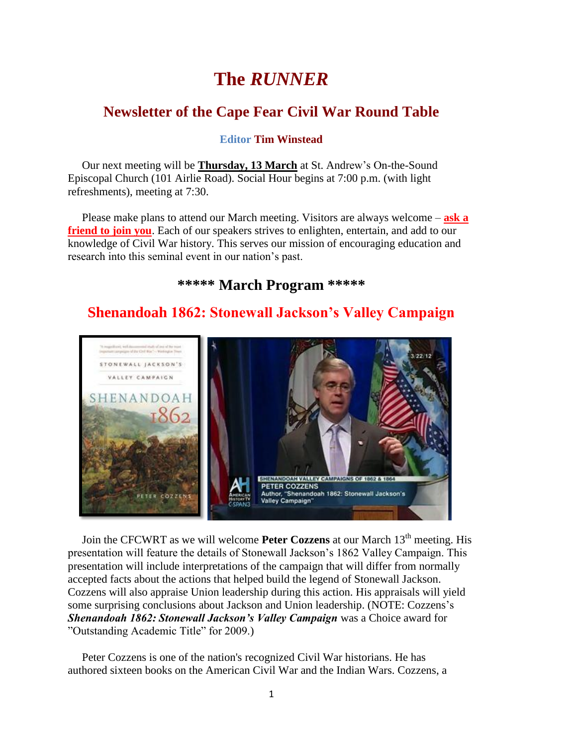# The *RUNNER*

## Newsletter of the Cape Fear Civil War Round Table

**Editor Tim Winstead**

Our next meeting will be **Thursday, 13 March** at St. Andrew's On-the-Sound Episcopal Church (101 Airlie Road). Social Hour begins at 7:00 p.m. (with light refreshments), meeting at 7:30.

Please make plans to attend our March meeting. Visitors are always welcome – **ask a friend to join you**. Each of our speakers strives to enlighten, entertain, and add to our knowledge of Civil War history. This serves our mission of encouraging education and research into this seminal event in our nation's past.

## ***** March Program *****

## Shenandoah 1862: Stonewall Jackson's Valley Campaign

Join the CFCWRT as we will welcome **Peter Cozzens** at our March 13th meeting. His presentation will feature the details of Stonewall Jackson's 1862 Valley Campaign. This presentation will include interpretations of the campaign that will differ from normally accepted facts about the actions that helped build the legend of Stonewall Jackson. Cozzens will also appraise Union leadership during this action. His appraisals will yield some surprising conclusions about Jackson and Union leadership. (NOTE: Cozzens's ***Shenandoah 1862: Stonewall Jackson's Valley Campaign*** was a Choice award for "Outstanding Academic Title" for 2009.)

Peter Cozzens is one of the nation's recognized Civil War historians. He has authored sixteen books on the American Civil War and the Indian Wars. Cozzens, a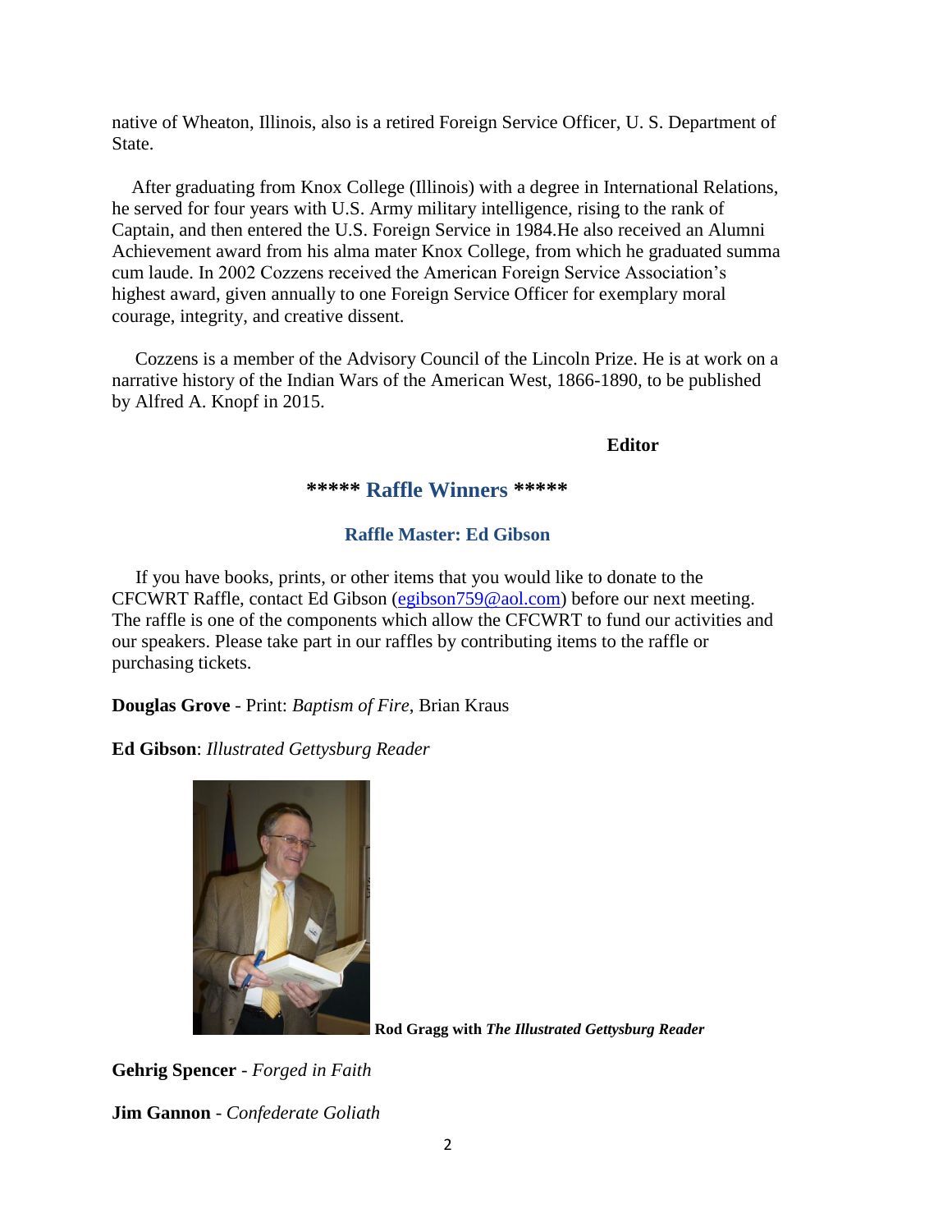native of Wheaton, Illinois, also is a retired Foreign Service Officer, U. S. Department of State.

After graduating from Knox College (Illinois) with a degree in International Relations, he served for four years with U.S. Army military intelligence, rising to the rank of Captain, and then entered the U.S. Foreign Service in 1984.He also received an Alumni Achievement award from his alma mater Knox College, from which he graduated summa cum laude. In 2002 Cozzens received the American Foreign Service Association's highest award, given annually to one Foreign Service Officer for exemplary moral courage, integrity, and creative dissent.

Cozzens is a member of the Advisory Council of the Lincoln Prize. He is at work on a narrative history of the Indian Wars of the American West, 1866-1890, to be published by Alfred A. Knopf in 2015.

**Editor**

## ***** Raffle Winners *****

### Raffle Master: Ed Gibson

If you have books, prints, or other items that you would like to donate to the CFCWRT Raffle, contact Ed Gibson (egibson759@aol.com) before our next meeting. The raffle is one of the components which allow the CFCWRT to fund our activities and our speakers. Please take part in our raffles by contributing items to the raffle or purchasing tickets.

**Douglas Grove** - Print: *Baptism of Fire*, Brian Kraus

**Ed Gibson**: *Illustrated Gettysburg Reader*

**Rod Gragg with *The Illustrated Gettysburg Reader***

**Gehrig Spencer** - *Forged in Faith*

**Jim Gannon** - *Confederate Goliath*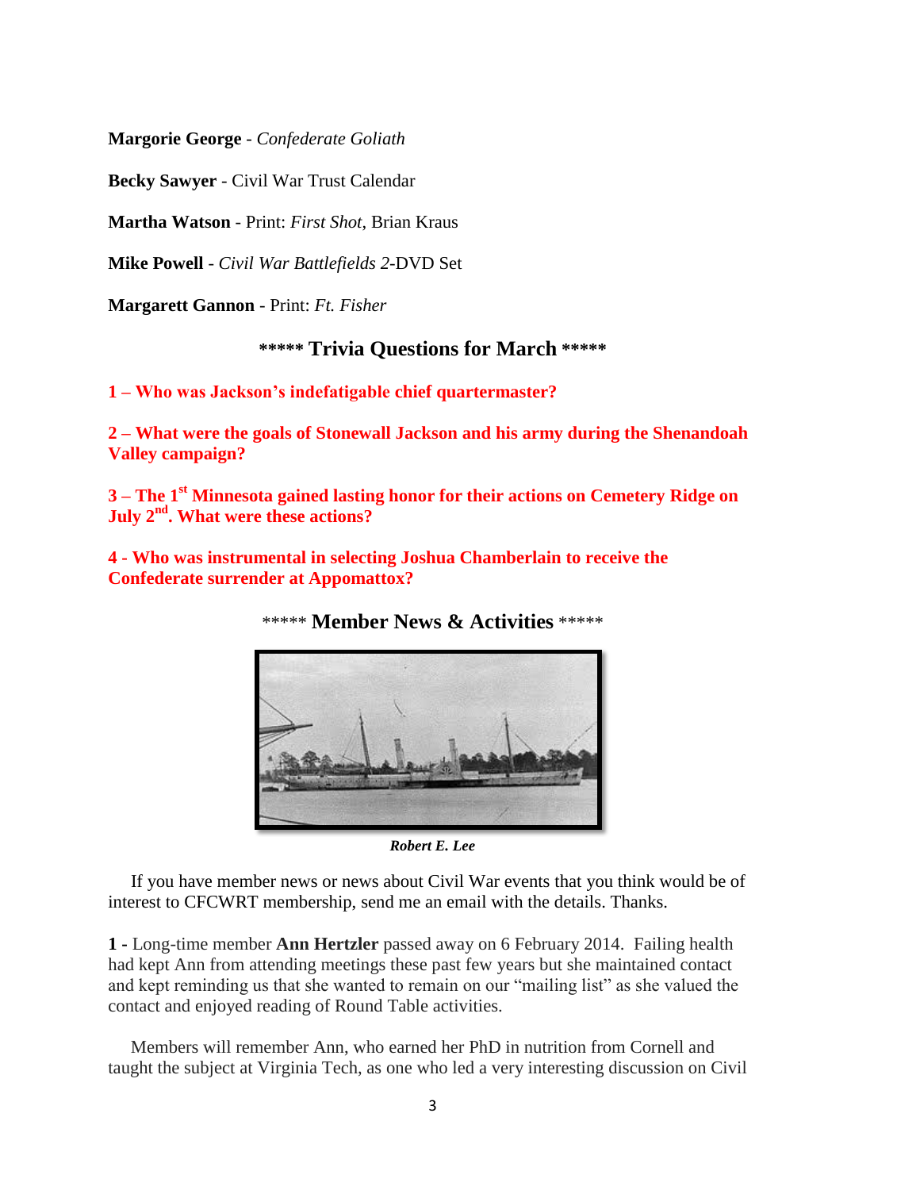**Margorie George** - *Confederate Goliath*

**Becky Sawyer** - Civil War Trust Calendar

**Martha Watson** - Print: *First Shot*, Brian Kraus

**Mike Powell** - *Civil War Battlefields 2*-DVD Set

**Margarett Gannon** - Print: *Ft. Fisher*

## ***** Trivia Questions for March *****

**1 – Who was Jackson's indefatigable chief quartermaster?**

**2 – What were the goals of Stonewall Jackson and his army during the Shenandoah Valley campaign?**

**3 – The 1st Minnesota gained lasting honor for their actions on Cemetery Ridge on July 2nd. What were these actions?**

**4 - Who was instrumental in selecting Joshua Chamberlain to receive the Confederate surrender at Appomattox?**

## ***** Member News & Activities *****

***Robert E. Lee***

If you have member news or news about Civil War events that you think would be of interest to CFCWRT membership, send me an email with the details. Thanks.

**1 -** Long-time member **Ann Hertzler** passed away on 6 February 2014. Failing health had kept Ann from attending meetings these past few years but she maintained contact and kept reminding us that she wanted to remain on our "mailing list" as she valued the contact and enjoyed reading of Round Table activities.

Members will remember Ann, who earned her PhD in nutrition from Cornell and taught the subject at Virginia Tech, as one who led a very interesting discussion on Civil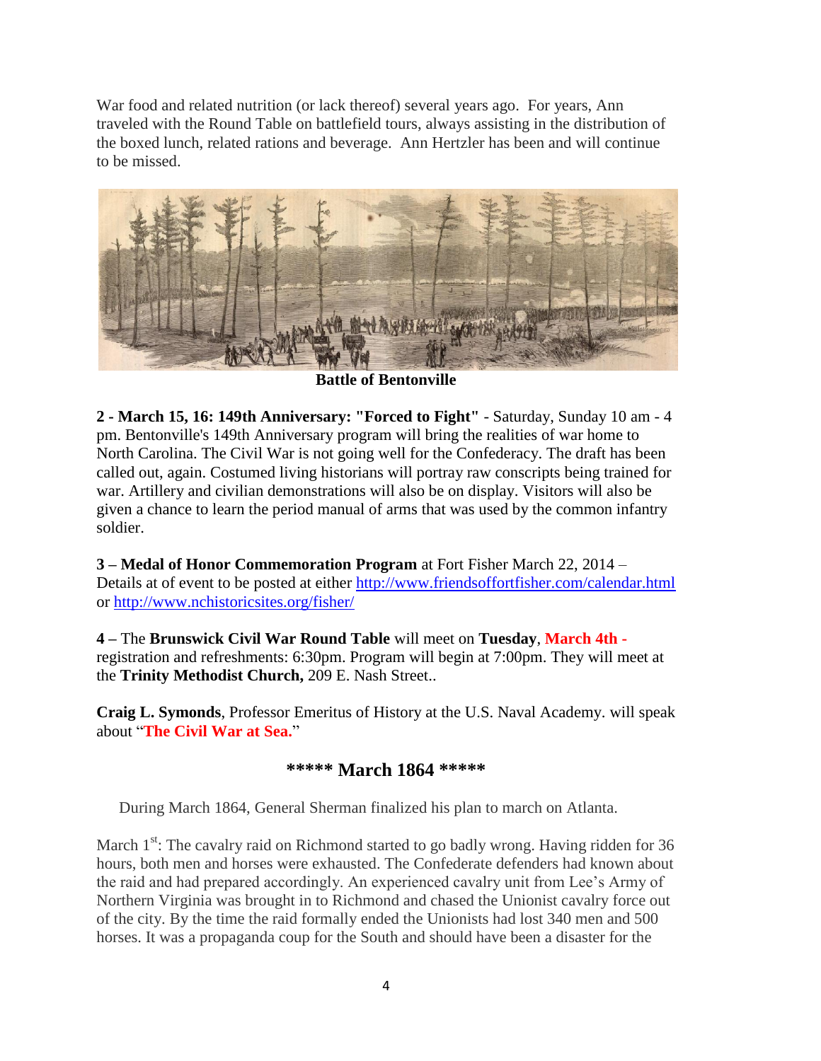War food and related nutrition (or lack thereof) several years ago. For years, Ann traveled with the Round Table on battlefield tours, always assisting in the distribution of the boxed lunch, related rations and beverage. Ann Hertzler has been and will continue to be missed.

**Battle of Bentonville**

**2 - March 15, 16: 149th Anniversary: "Forced to Fight"** - Saturday, Sunday 10 am - 4 pm. Bentonville's 149th Anniversary program will bring the realities of war home to North Carolina. The Civil War is not going well for the Confederacy. The draft has been called out, again. Costumed living historians will portray raw conscripts being trained for war. Artillery and civilian demonstrations will also be on display. Visitors will also be given a chance to learn the period manual of arms that was used by the common infantry soldier.

**3 – Medal of Honor Commemoration Program** at Fort Fisher March 22, 2014 – Details at of event to be posted at either http://www.friendsoffortfisher.com/calendar.html or http://www.nchistoricsites.org/fisher/

**4 –** The **Brunswick Civil War Round Table** will meet on **Tuesday**, **March 4th -** registration and refreshments: 6:30pm. Program will begin at 7:00pm. They will meet at the **Trinity Methodist Church,** 209 E. Nash Street..

**Craig L. Symonds**, Professor Emeritus of History at the U.S. Naval Academy. will speak about "**The Civil War at Sea.**"

## ***** March 1864 *****

During March 1864, General Sherman finalized his plan to march on Atlanta.

March 1st: The cavalry raid on Richmond started to go badly wrong. Having ridden for 36 hours, both men and horses were exhausted. The Confederate defenders had known about the raid and had prepared accordingly. An experienced cavalry unit from Lee's Army of Northern Virginia was brought in to Richmond and chased the Unionist cavalry force out of the city. By the time the raid formally ended the Unionists had lost 340 men and 500 horses. It was a propaganda coup for the South and should have been a disaster for the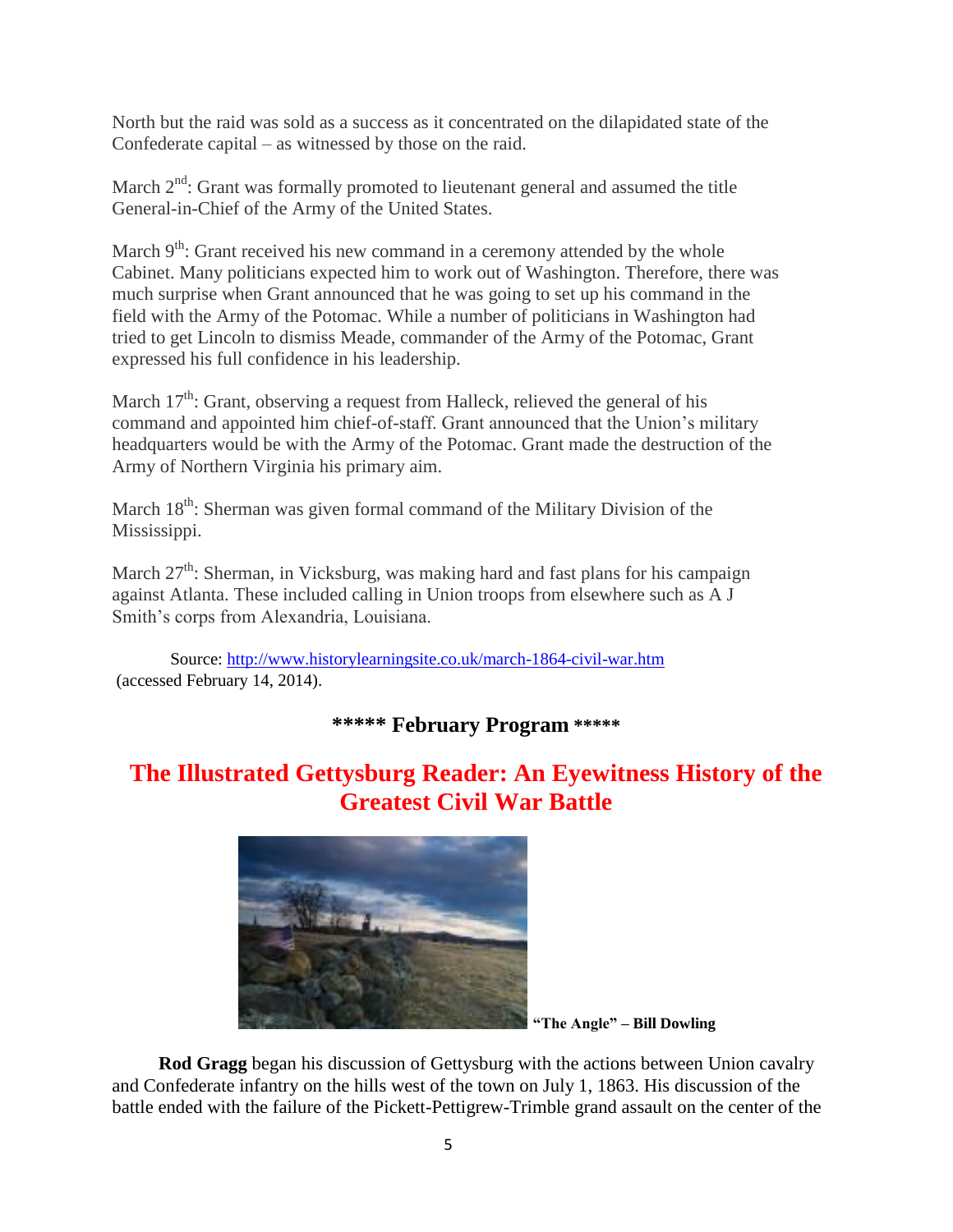North but the raid was sold as a success as it concentrated on the dilapidated state of the Confederate capital – as witnessed by those on the raid.

March 2nd: Grant was formally promoted to lieutenant general and assumed the title General-in-Chief of the Army of the United States.

March 9th: Grant received his new command in a ceremony attended by the whole Cabinet. Many politicians expected him to work out of Washington. Therefore, there was much surprise when Grant announced that he was going to set up his command in the field with the Army of the Potomac. While a number of politicians in Washington had tried to get Lincoln to dismiss Meade, commander of the Army of the Potomac, Grant expressed his full confidence in his leadership.

March 17th: Grant, observing a request from Halleck, relieved the general of his command and appointed him chief-of-staff. Grant announced that the Union's military headquarters would be with the Army of the Potomac. Grant made the destruction of the Army of Northern Virginia his primary aim.

March 18th: Sherman was given formal command of the Military Division of the Mississippi.

March 27th: Sherman, in Vicksburg, was making hard and fast plans for his campaign against Atlanta. These included calling in Union troops from elsewhere such as A J Smith's corps from Alexandria, Louisiana.

Source: [http://www.historylearningsite.co.uk/march-1864-civil-war.htm](http://www.historylearningsite.co.uk/march-1864-civil-war.htm) (accessed February 14, 2014).

**\*\*\*\*\* February Program \*\*\*\*\***

## The Illustrated Gettysburg Reader: An Eyewitness History of the Greatest Civil War Battle

**"The Angle" – Bill Dowling**

**Rod Gragg** began his discussion of Gettysburg with the actions between Union cavalry and Confederate infantry on the hills west of the town on July 1, 1863. His discussion of the battle ended with the failure of the Pickett-Pettigrew-Trimble grand assault on the center of the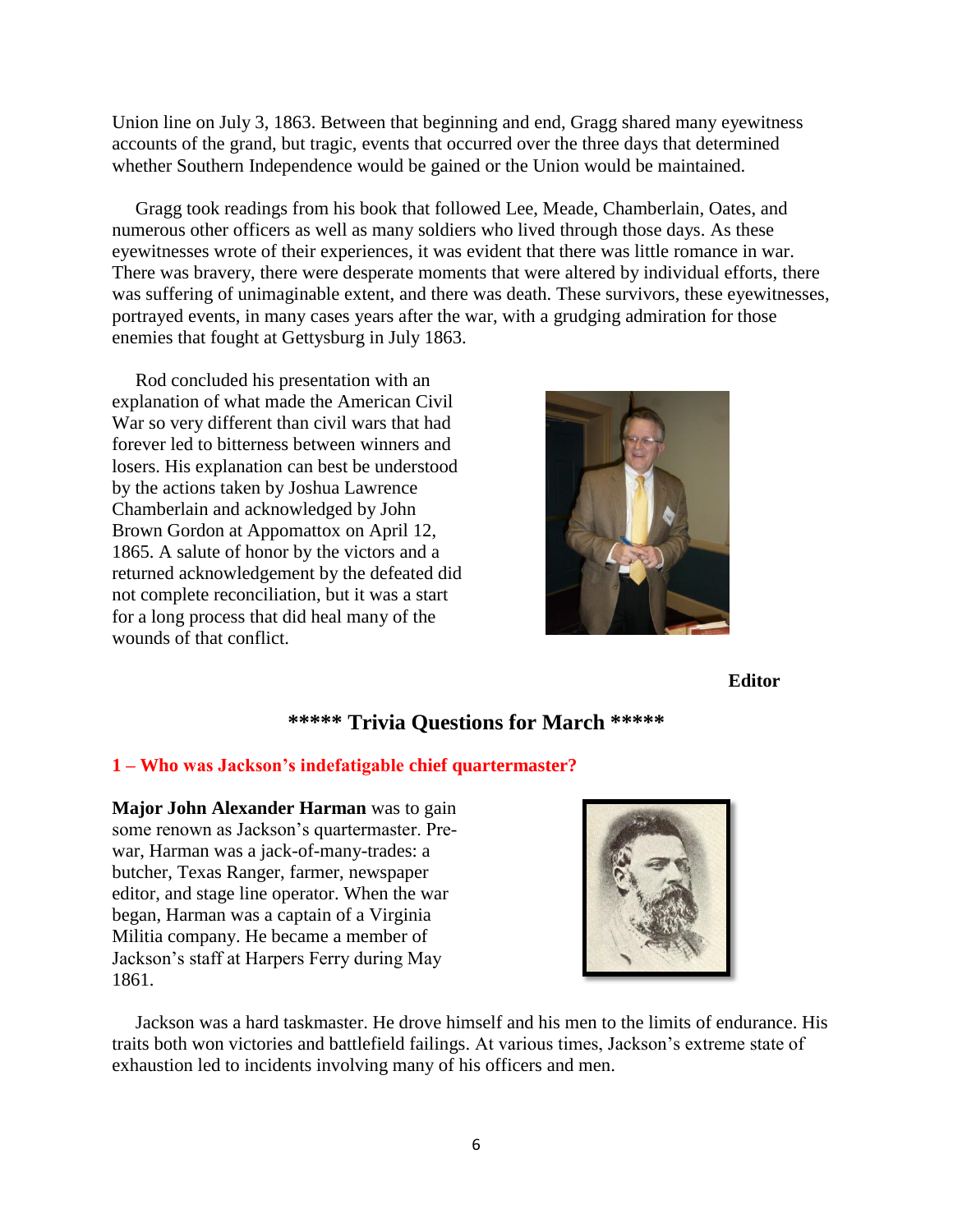Union line on July 3, 1863. Between that beginning and end, Gragg shared many eyewitness accounts of the grand, but tragic, events that occurred over the three days that determined whether Southern Independence would be gained or the Union would be maintained.

Gragg took readings from his book that followed Lee, Meade, Chamberlain, Oates, and numerous other officers as well as many soldiers who lived through those days. As these eyewitnesses wrote of their experiences, it was evident that there was little romance in war. There was bravery, there were desperate moments that were altered by individual efforts, there was suffering of unimaginable extent, and there was death. These survivors, these eyewitnesses, portrayed events, in many cases years after the war, with a grudging admiration for those enemies that fought at Gettysburg in July 1863.

Rod concluded his presentation with an explanation of what made the American Civil War so very different than civil wars that had forever led to bitterness between winners and losers. His explanation can best be understood by the actions taken by Joshua Lawrence Chamberlain and acknowledged by John Brown Gordon at Appomattox on April 12, 1865. A salute of honor by the victors and a returned acknowledgement by the defeated did not complete reconciliation, but it was a start for a long process that did heal many of the wounds of that conflict.

**Editor**

## ***** Trivia Questions for March *****

### 1 – Who was Jackson's indefatigable chief quartermaster?

**Major John Alexander Harman** was to gain some renown as Jackson's quartermaster. Pre-war, Harman was a jack-of-many-trades: a butcher, Texas Ranger, farmer, newspaper editor, and stage line operator. When the war began, Harman was a captain of a Virginia Militia company. He became a member of Jackson's staff at Harpers Ferry during May 1861.

Jackson was a hard taskmaster. He drove himself and his men to the limits of endurance. His traits both won victories and battlefield failings. At various times, Jackson's extreme state of exhaustion led to incidents involving many of his officers and men.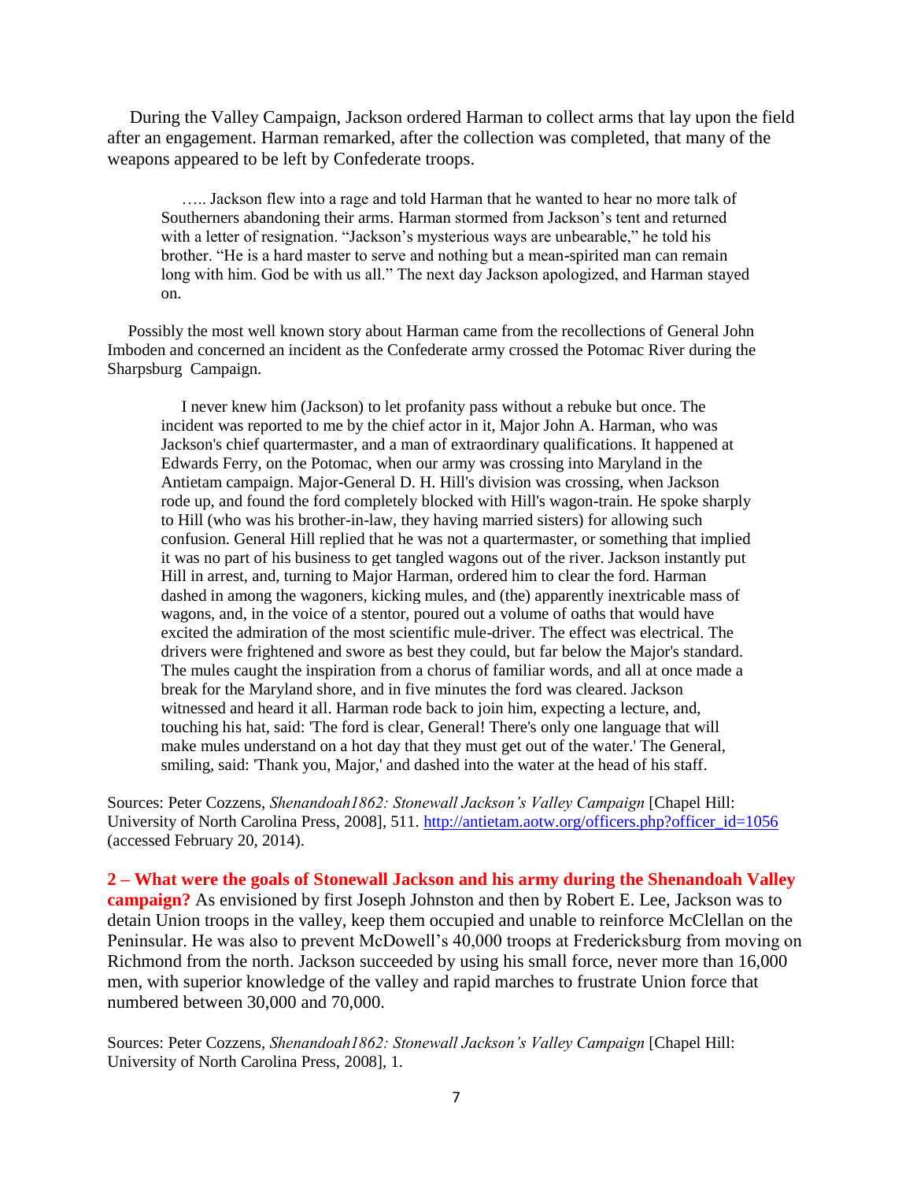During the Valley Campaign, Jackson ordered Harman to collect arms that lay upon the field after an engagement. Harman remarked, after the collection was completed, that many of the weapons appeared to be left by Confederate troops.

> ….. Jackson flew into a rage and told Harman that he wanted to hear no more talk of Southerners abandoning their arms. Harman stormed from Jackson's tent and returned with a letter of resignation. "Jackson's mysterious ways are unbearable," he told his brother. "He is a hard master to serve and nothing but a mean-spirited man can remain long with him. God be with us all." The next day Jackson apologized, and Harman stayed on.

Possibly the most well known story about Harman came from the recollections of General John Imboden and concerned an incident as the Confederate army crossed the Potomac River during the Sharpsburg Campaign.

> I never knew him (Jackson) to let profanity pass without a rebuke but once. The incident was reported to me by the chief actor in it, Major John A. Harman, who was Jackson's chief quartermaster, and a man of extraordinary qualifications. It happened at Edwards Ferry, on the Potomac, when our army was crossing into Maryland in the Antietam campaign. Major-General D. H. Hill's division was crossing, when Jackson rode up, and found the ford completely blocked with Hill's wagon-train. He spoke sharply to Hill (who was his brother-in-law, they having married sisters) for allowing such confusion. General Hill replied that he was not a quartermaster, or something that implied it was no part of his business to get tangled wagons out of the river. Jackson instantly put Hill in arrest, and, turning to Major Harman, ordered him to clear the ford. Harman dashed in among the wagoners, kicking mules, and (the) apparently inextricable mass of wagons, and, in the voice of a stentor, poured out a volume of oaths that would have excited the admiration of the most scientific mule-driver. The effect was electrical. The drivers were frightened and swore as best they could, but far below the Major's standard. The mules caught the inspiration from a chorus of familiar words, and all at once made a break for the Maryland shore, and in five minutes the ford was cleared. Jackson witnessed and heard it all. Harman rode back to join him, expecting a lecture, and, touching his hat, said: 'The ford is clear, General! There's only one language that will make mules understand on a hot day that they must get out of the water.' The General, smiling, said: 'Thank you, Major,' and dashed into the water at the head of his staff.

Sources: Peter Cozzens, *Shenandoah1862: Stonewall Jackson's Valley Campaign* [Chapel Hill: University of North Carolina Press, 2008], 511. http://antietam.aotw.org/officers.php?officer_id=1056 (accessed February 20, 2014).

**2 – What were the goals of Stonewall Jackson and his army during the Shenandoah Valley campaign?** As envisioned by first Joseph Johnston and then by Robert E. Lee, Jackson was to detain Union troops in the valley, keep them occupied and unable to reinforce McClellan on the Peninsular. He was also to prevent McDowell's 40,000 troops at Fredericksburg from moving on Richmond from the north. Jackson succeeded by using his small force, never more than 16,000 men, with superior knowledge of the valley and rapid marches to frustrate Union force that numbered between 30,000 and 70,000.

Sources: Peter Cozzens, *Shenandoah1862: Stonewall Jackson's Valley Campaign* [Chapel Hill: University of North Carolina Press, 2008], 1.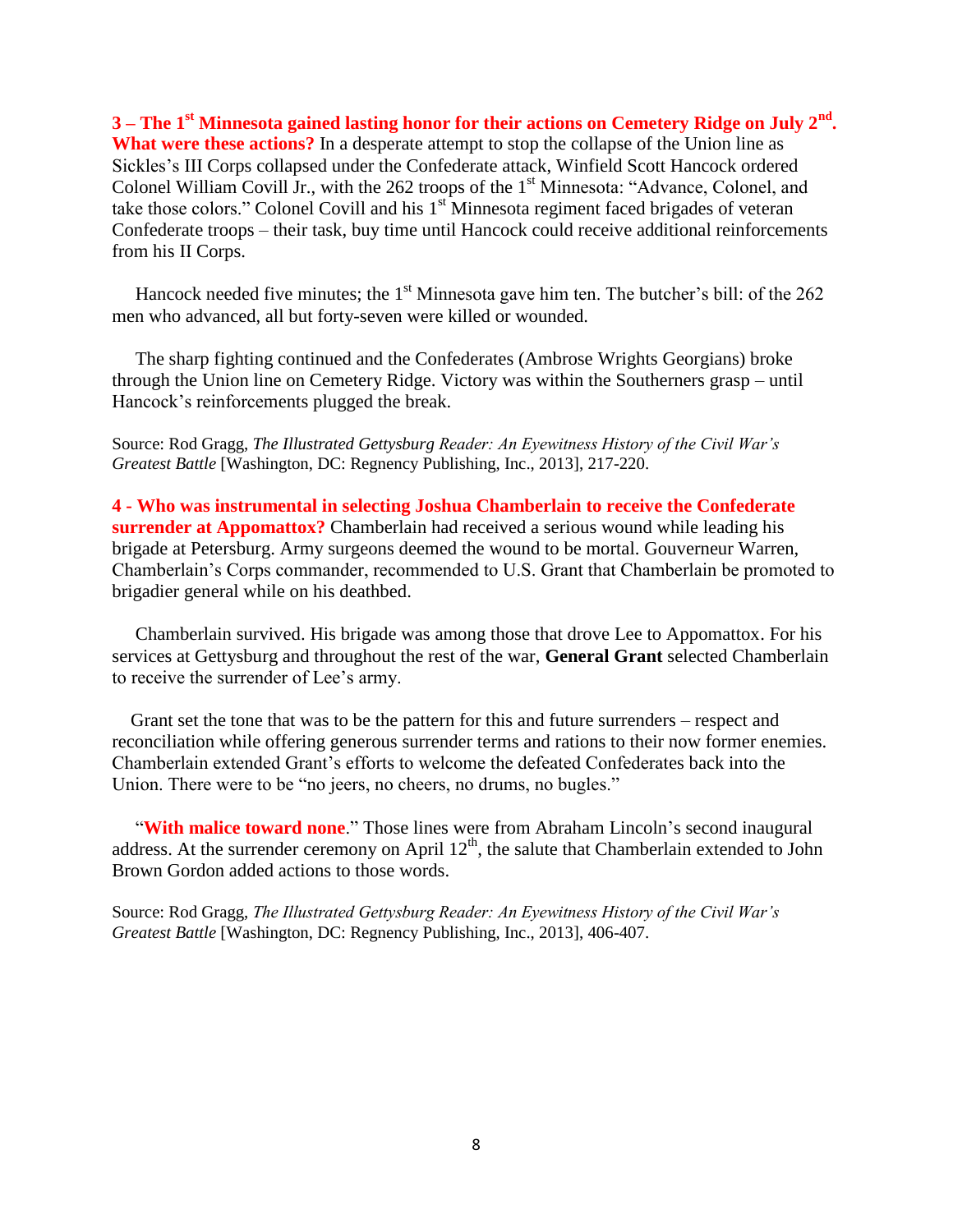**3 – The 1st Minnesota gained lasting honor for their actions on Cemetery Ridge on July 2nd. What were these actions?** In a desperate attempt to stop the collapse of the Union line as Sickles's III Corps collapsed under the Confederate attack, Winfield Scott Hancock ordered Colonel William Covill Jr., with the 262 troops of the 1st Minnesota: "Advance, Colonel, and take those colors." Colonel Covill and his 1st Minnesota regiment faced brigades of veteran Confederate troops – their task, buy time until Hancock could receive additional reinforcements from his II Corps.

Hancock needed five minutes; the 1st Minnesota gave him ten. The butcher's bill: of the 262 men who advanced, all but forty-seven were killed or wounded.

The sharp fighting continued and the Confederates (Ambrose Wrights Georgians) broke through the Union line on Cemetery Ridge. Victory was within the Southerners grasp – until Hancock's reinforcements plugged the break.

Source: Rod Gragg, *The Illustrated Gettysburg Reader: An Eyewitness History of the Civil War's Greatest Battle* [Washington, DC: Regnency Publishing, Inc., 2013], 217-220.

**4 - Who was instrumental in selecting Joshua Chamberlain to receive the Confederate surrender at Appomattox?** Chamberlain had received a serious wound while leading his brigade at Petersburg. Army surgeons deemed the wound to be mortal. Gouverneur Warren, Chamberlain's Corps commander, recommended to U.S. Grant that Chamberlain be promoted to brigadier general while on his deathbed.

Chamberlain survived. His brigade was among those that drove Lee to Appomattox. For his services at Gettysburg and throughout the rest of the war, **General Grant** selected Chamberlain to receive the surrender of Lee's army.

Grant set the tone that was to be the pattern for this and future surrenders – respect and reconciliation while offering generous surrender terms and rations to their now former enemies. Chamberlain extended Grant's efforts to welcome the defeated Confederates back into the Union. There were to be "no jeers, no cheers, no drums, no bugles."

"**With malice toward none**." Those lines were from Abraham Lincoln's second inaugural address. At the surrender ceremony on April 12th, the salute that Chamberlain extended to John Brown Gordon added actions to those words.

Source: Rod Gragg, *The Illustrated Gettysburg Reader: An Eyewitness History of the Civil War's Greatest Battle* [Washington, DC: Regnency Publishing, Inc., 2013], 406-407.